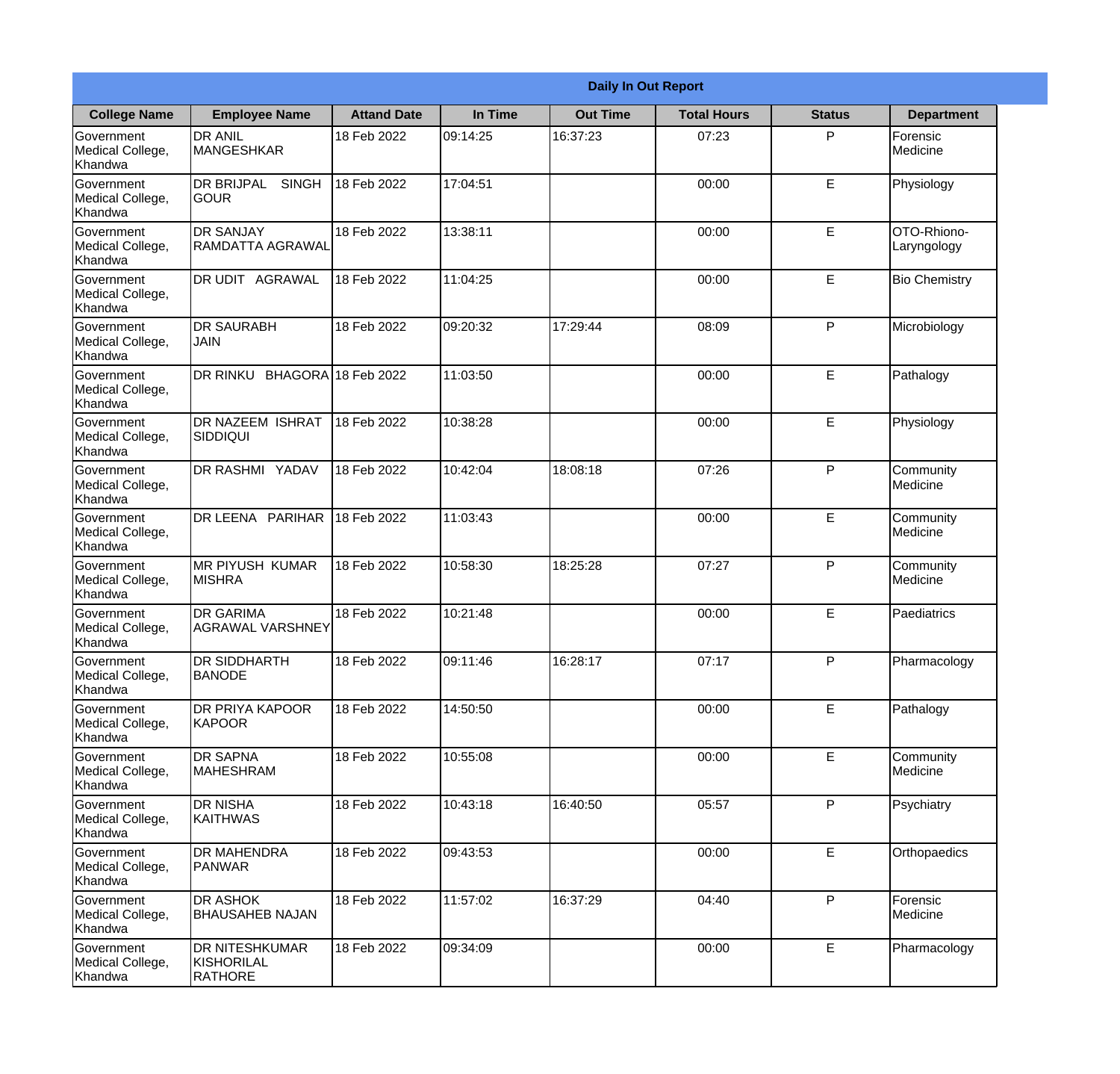| Daily In Out Report | | | | | | | |
|---|---|---|---|---|---|---|---|
| **College Name** | **Employee Name** | **Attand Date** | **In Time** | **Out Time** | **Total Hours** | **Status** | **Department** |
| Government Medical College, Khandwa | DR ANIL MANGESHKAR | 18 Feb 2022 | 09:14:25 | 16:37:23 | 07:23 | P | Forensic Medicine |
| Government Medical College, Khandwa | DR BRIJPAL SINGH GOUR | 18 Feb 2022 | 17:04:51 | | 00:00 | E | Physiology |
| Government Medical College, Khandwa | DR SANJAY RAMDATTA AGRAWAL | 18 Feb 2022 | 13:38:11 | | 00:00 | E | OTO-Rhiono-Laryngology |
| Government Medical College, Khandwa | DR UDIT AGRAWAL | 18 Feb 2022 | 11:04:25 | | 00:00 | E | Bio Chemistry |
| Government Medical College, Khandwa | DR SAURABH JAIN | 18 Feb 2022 | 09:20:32 | 17:29:44 | 08:09 | P | Microbiology |
| Government Medical College, Khandwa | DR RINKU BHAGORA | 18 Feb 2022 | 11:03:50 | | 00:00 | E | Pathalogy |
| Government Medical College, Khandwa | DR NAZEEM ISHRAT SIDDIQUI | 18 Feb 2022 | 10:38:28 | | 00:00 | E | Physiology |
| Government Medical College, Khandwa | DR RASHMI YADAV | 18 Feb 2022 | 10:42:04 | 18:08:18 | 07:26 | P | Community Medicine |
| Government Medical College, Khandwa | DR LEENA PARIHAR | 18 Feb 2022 | 11:03:43 | | 00:00 | E | Community Medicine |
| Government Medical College, Khandwa | MR PIYUSH KUMAR MISHRA | 18 Feb 2022 | 10:58:30 | 18:25:28 | 07:27 | P | Community Medicine |
| Government Medical College, Khandwa | DR GARIMA AGRAWAL VARSHNEY | 18 Feb 2022 | 10:21:48 | | 00:00 | E | Paediatrics |
| Government Medical College, Khandwa | DR SIDDHARTH BANODE | 18 Feb 2022 | 09:11:46 | 16:28:17 | 07:17 | P | Pharmacology |
| Government Medical College, Khandwa | DR PRIYA KAPOOR KAPOOR | 18 Feb 2022 | 14:50:50 | | 00:00 | E | Pathalogy |
| Government Medical College, Khandwa | DR SAPNA MAHESHRAM | 18 Feb 2022 | 10:55:08 | | 00:00 | E | Community Medicine |
| Government Medical College, Khandwa | DR NISHA KAITHWAS | 18 Feb 2022 | 10:43:18 | 16:40:50 | 05:57 | P | Psychiatry |
| Government Medical College, Khandwa | DR MAHENDRA PANWAR | 18 Feb 2022 | 09:43:53 | | 00:00 | E | Orthopaedics |
| Government Medical College, Khandwa | DR ASHOK BHAUSAHEB NAJAN | 18 Feb 2022 | 11:57:02 | 16:37:29 | 04:40 | P | Forensic Medicine |
| Government Medical College, Khandwa | DR NITESHKUMAR KISHORILAL RATHORE | 18 Feb 2022 | 09:34:09 | | 00:00 | E | Pharmacology |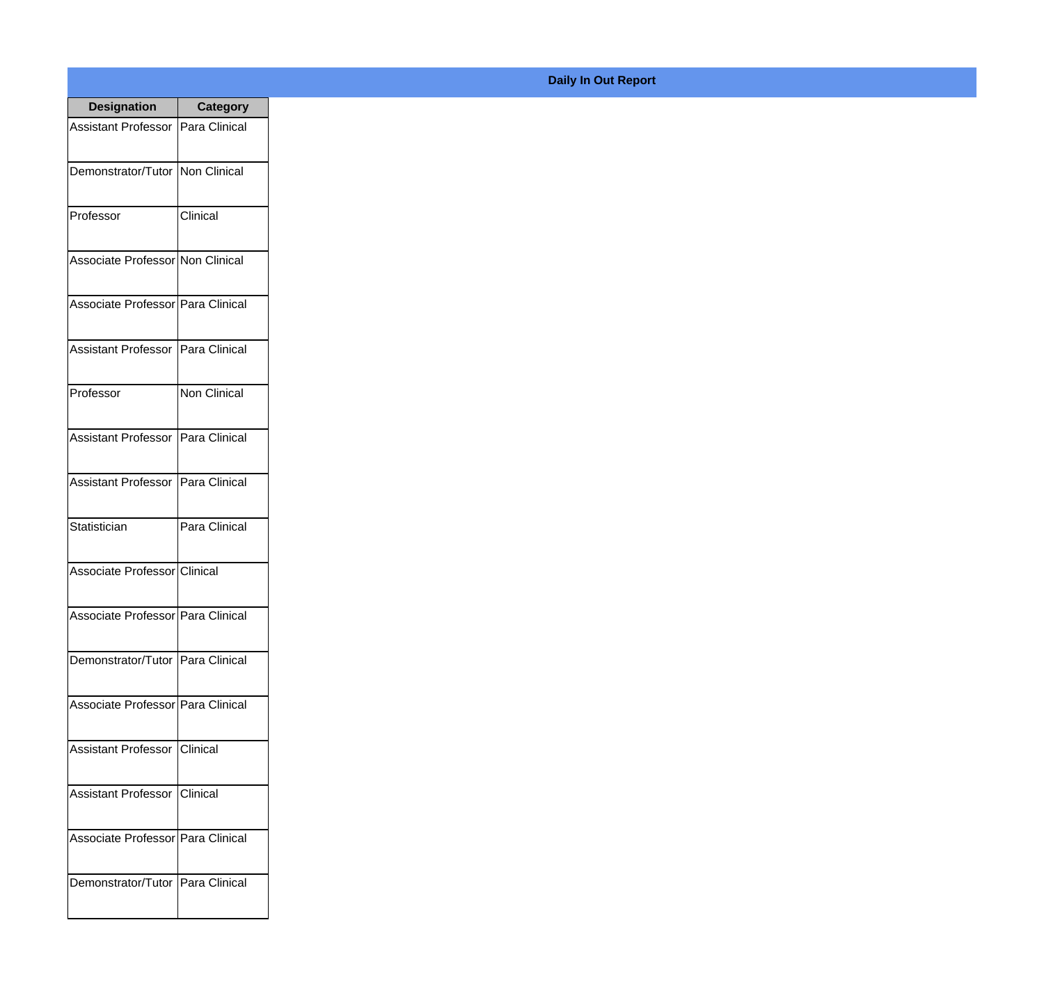**Daily In Out Report**

| Designation | Category |
| --- | --- |
| Assistant Professor | Para Clinical |
| Demonstrator/Tutor | Non Clinical |
| Professor | Clinical |
| Associate Professor | Non Clinical |
| Associate Professor | Para Clinical |
| Assistant Professor | Para Clinical |
| Professor | Non Clinical |
| Assistant Professor | Para Clinical |
| Assistant Professor | Para Clinical |
| Statistician | Para Clinical |
| Associate Professor | Clinical |
| Associate Professor | Para Clinical |
| Demonstrator/Tutor | Para Clinical |
| Associate Professor | Para Clinical |
| Assistant Professor | Clinical |
| Assistant Professor | Clinical |
| Associate Professor | Para Clinical |
| Demonstrator/Tutor | Para Clinical |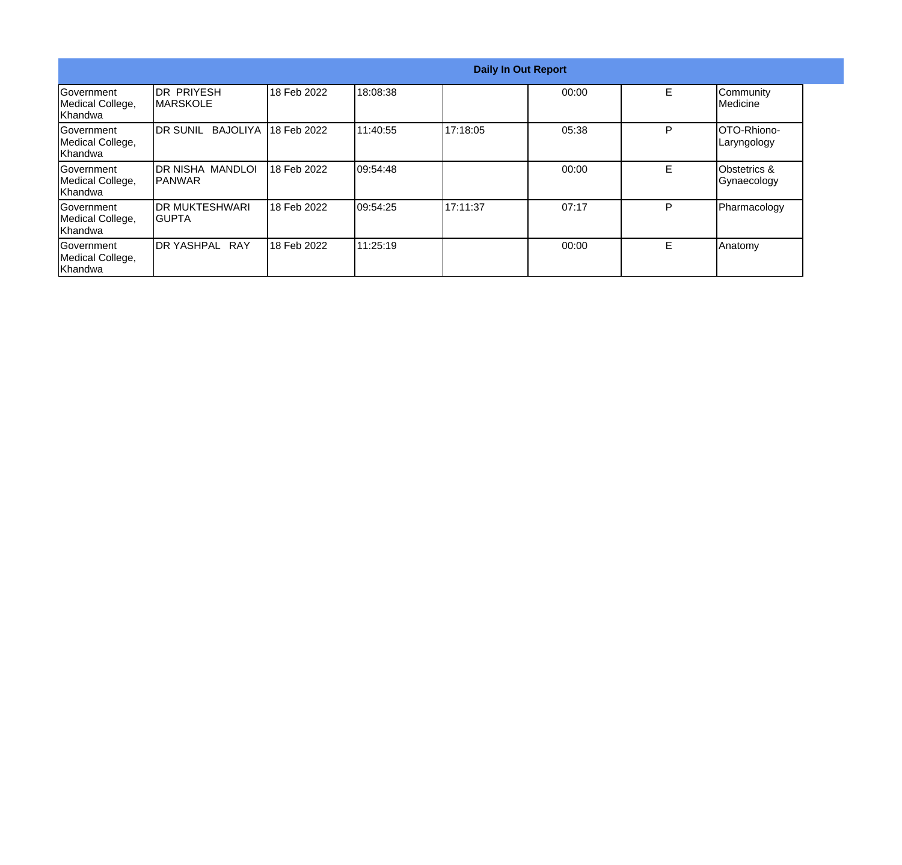| Daily In Out Report | | | | | | | |
|---|---|---|---|---|---|---|---|
| Government Medical College, Khandwa | DR PRIYESH MARSKOLE | 18 Feb 2022 | 18:08:38 | | 00:00 | E | Community Medicine |
| Government Medical College, Khandwa | DR SUNIL BAJOLIYA | 18 Feb 2022 | 11:40:55 | 17:18:05 | 05:38 | P | OTO-Rhiono-Laryngology |
| Government Medical College, Khandwa | DR NISHA MANDLOI PANWAR | 18 Feb 2022 | 09:54:48 | | 00:00 | E | Obstetrics & Gynaecology |
| Government Medical College, Khandwa | DR MUKTESHWARI GUPTA | 18 Feb 2022 | 09:54:25 | 17:11:37 | 07:17 | P | Pharmacology |
| Government Medical College, Khandwa | DR YASHPAL RAY | 18 Feb 2022 | 11:25:19 | | 00:00 | E | Anatomy |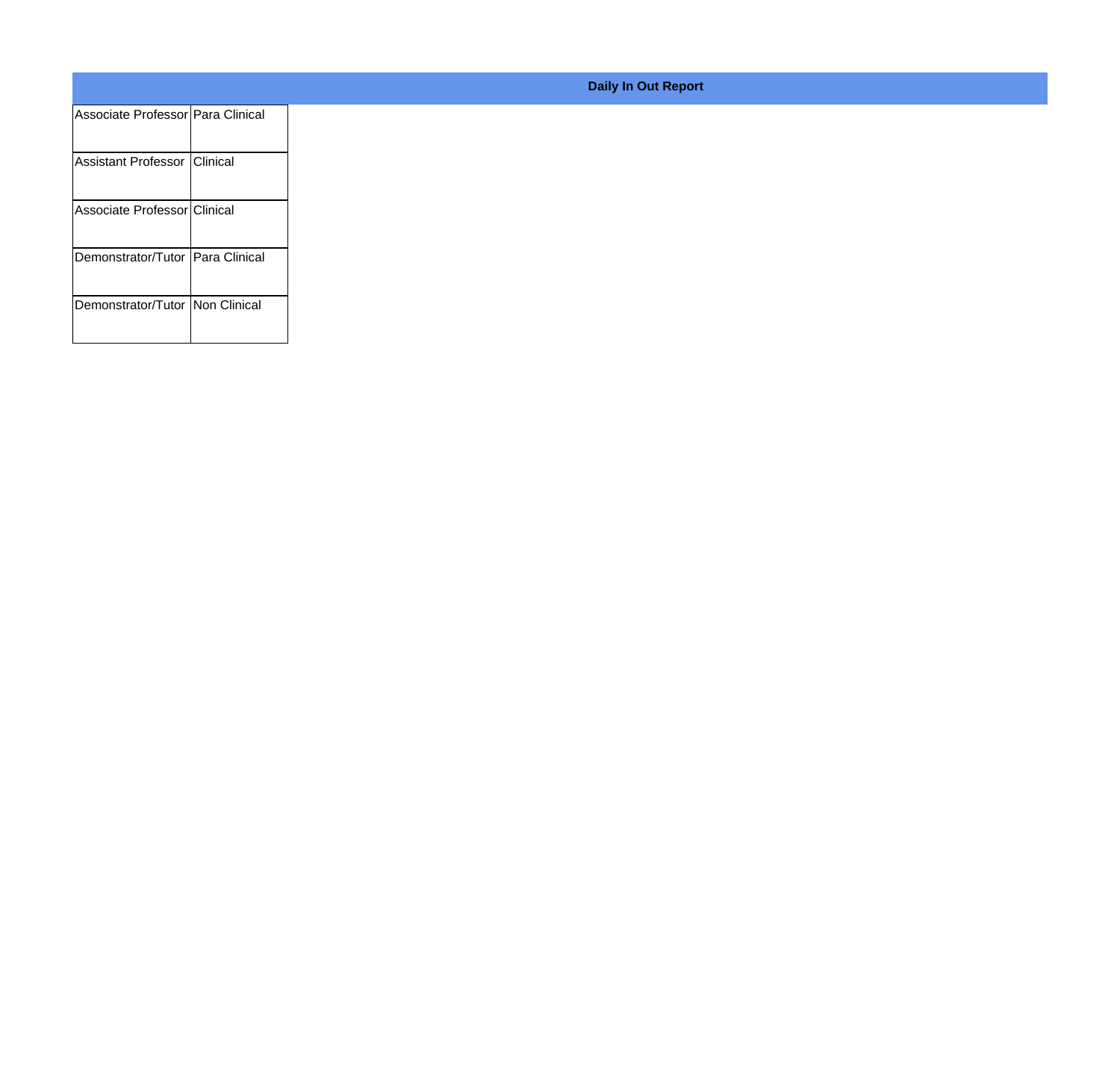**Daily In Out Report**

| | |
|---|---|
| Associate Professor | Para Clinical |
| Assistant Professor | Clinical |
| Associate Professor | Clinical |
| Demonstrator/Tutor | Para Clinical |
| Demonstrator/Tutor | Non Clinical |